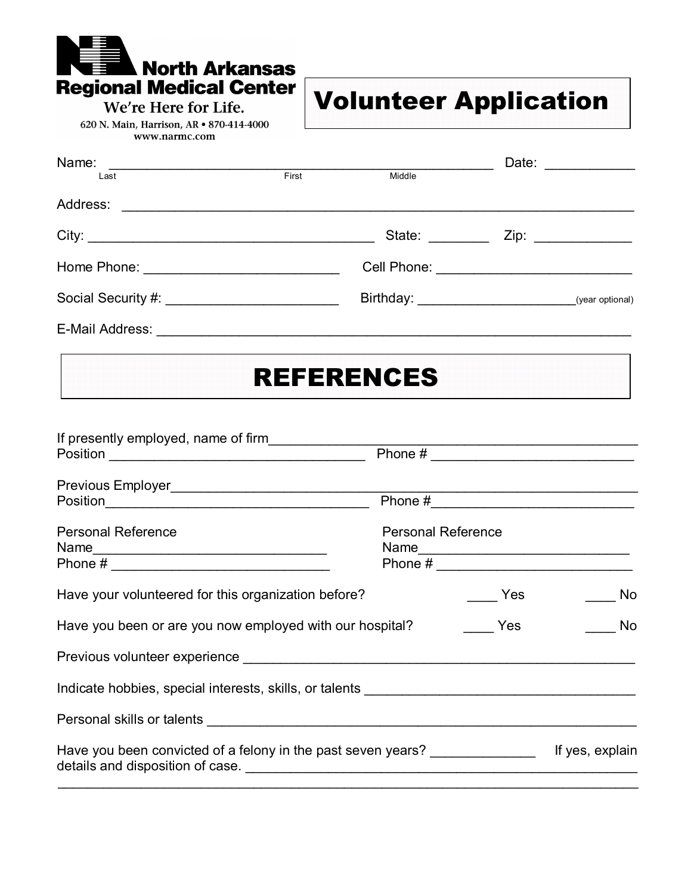North Arkansas Regional Medical Center
We're Here for Life.
620 N. Main, Harrison, AR • 870-414-4000
www.narmc.com

# Volunteer Application

Name: ____________________________________________________ Date: ____________
Last First Middle

Address: ______________________________________________________________________

City: ______________________________________ State: ________ Zip: _____________

Home Phone: _________________________ Cell Phone: __________________________

Social Security #: ______________________ Birthday: ____________________(year optional)

E-Mail Address: _________________________________________________________________

# REFERENCES

If presently employed, name of firm______________________________________________
Position _________________________________ Phone # __________________________

Previous Employer_________________________________________________________________
Position___________________________________ Phone #__________________________

Personal Reference
Name_______________________________
Phone # _____________________________

Personal Reference
Name_____________________________
Phone # __________________________

Have your volunteered for this organization before? ____ Yes ____ No

Have you been or are you now employed with our hospital? ____ Yes ____ No

Previous volunteer experience ______________________________________________________

Indicate hobbies, special interests, skills, or talents ___________________________________

Personal skills or talents __________________________________________________________

Have you been convicted of a felony in the past seven years? _____________ If yes, explain details and disposition of case. ___________________________________________________
_____________________________________________________________________________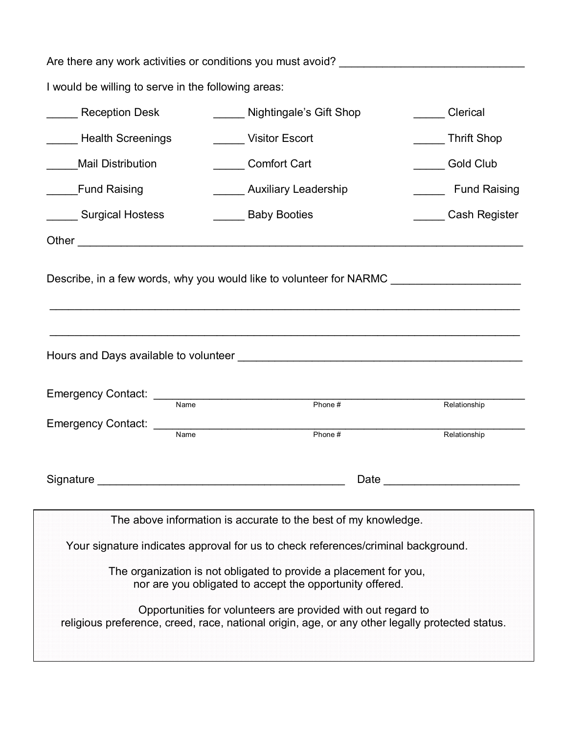Are there any work activities or conditions you must avoid? ______________________________

I would be willing to serve in the following areas:

_____ Reception Desk

_____ Nightingale's Gift Shop

_____ Clerical

_____ Health Screenings

_____ Visitor Escort

_____ Thrift Shop

_____Mail Distribution

_____ Comfort Cart

_____ Gold Club

_____Fund Raising

_____ Auxiliary Leadership

_____ Fund Raising

_____ Surgical Hostess

_____ Baby Booties

_____ Cash Register

Other ______________________________________________________________________

Describe, in a few words, why you would like to volunteer for NARMC ____________________

__________________________________________________________________________

__________________________________________________________________________

Hours and Days available to volunteer ______________________________________________

Emergency Contact: __________________________________________________________
Name Phone # Relationship

Emergency Contact: __________________________________________________________
Name Phone # Relationship

Signature _______________________________________ Date _____________________

The above information is accurate to the best of my knowledge.

Your signature indicates approval for us to check references/criminal background.

The organization is not obligated to provide a placement for you,
nor are you obligated to accept the opportunity offered.

Opportunities for volunteers are provided with out regard to
religious preference, creed, race, national origin, age, or any other legally protected status.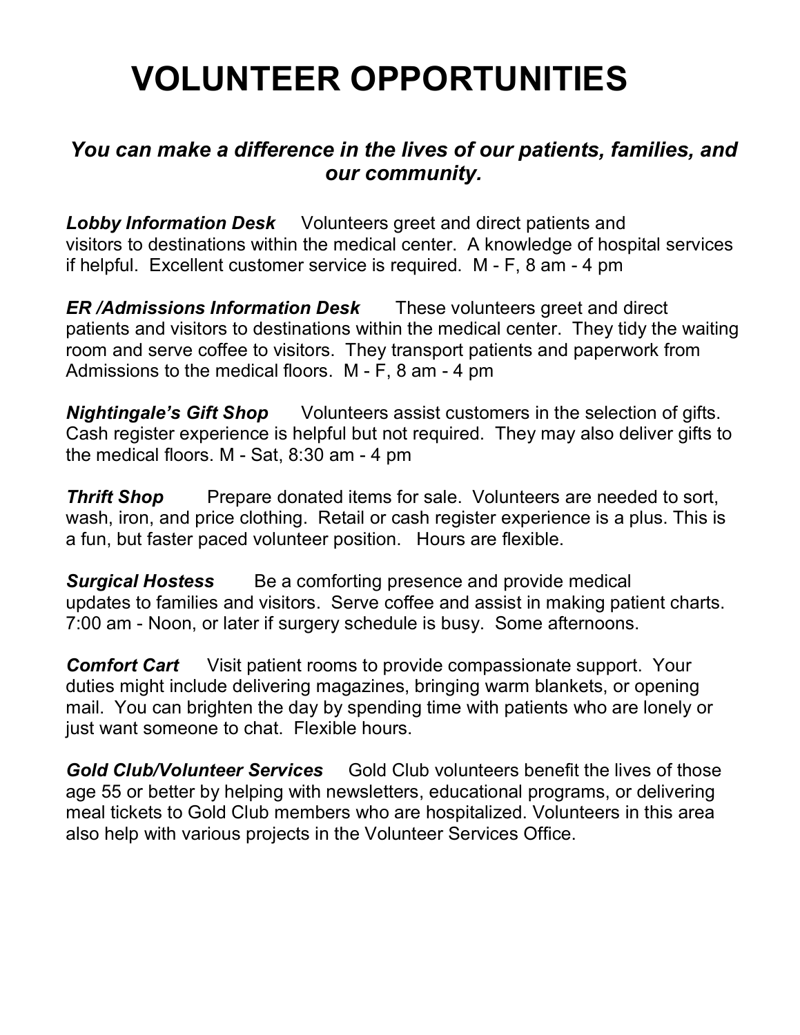# VOLUNTEER OPPORTUNITIES

### *You can make a difference in the lives of our patients, families, and our community.*

***Lobby Information Desk*** Volunteers greet and direct patients and visitors to destinations within the medical center. A knowledge of hospital services if helpful. Excellent customer service is required. M - F, 8 am - 4 pm

***ER /Admissions Information Desk*** These volunteers greet and direct patients and visitors to destinations within the medical center. They tidy the waiting room and serve coffee to visitors. They transport patients and paperwork from Admissions to the medical floors. M - F, 8 am - 4 pm

***Nightingale's Gift Shop*** Volunteers assist customers in the selection of gifts. Cash register experience is helpful but not required. They may also deliver gifts to the medical floors. M - Sat, 8:30 am - 4 pm

***Thrift Shop*** Prepare donated items for sale. Volunteers are needed to sort, wash, iron, and price clothing. Retail or cash register experience is a plus. This is a fun, but faster paced volunteer position. Hours are flexible.

***Surgical Hostess*** Be a comforting presence and provide medical updates to families and visitors. Serve coffee and assist in making patient charts. 7:00 am - Noon, or later if surgery schedule is busy. Some afternoons.

***Comfort Cart*** Visit patient rooms to provide compassionate support. Your duties might include delivering magazines, bringing warm blankets, or opening mail. You can brighten the day by spending time with patients who are lonely or just want someone to chat. Flexible hours.

***Gold Club/Volunteer Services*** Gold Club volunteers benefit the lives of those age 55 or better by helping with newsletters, educational programs, or delivering meal tickets to Gold Club members who are hospitalized. Volunteers in this area also help with various projects in the Volunteer Services Office.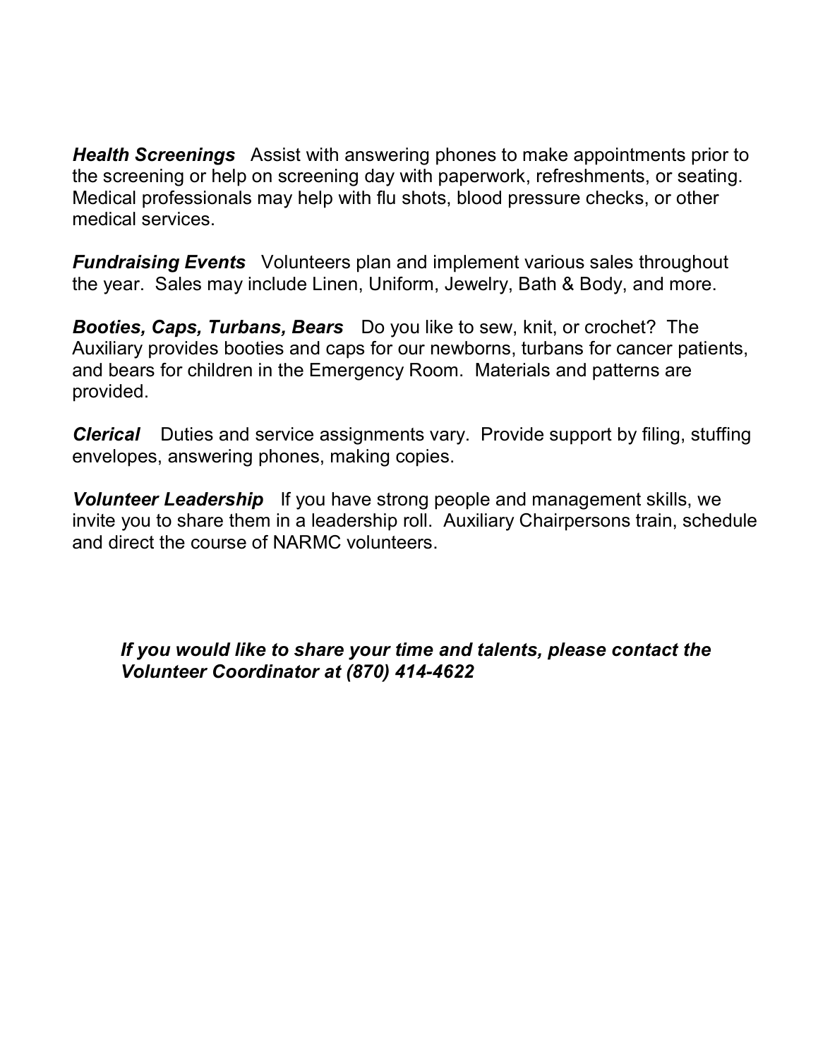***Health Screenings*** Assist with answering phones to make appointments prior to the screening or help on screening day with paperwork, refreshments, or seating. Medical professionals may help with flu shots, blood pressure checks, or other medical services.

***Fundraising Events*** Volunteers plan and implement various sales throughout the year. Sales may include Linen, Uniform, Jewelry, Bath & Body, and more.

***Booties, Caps, Turbans, Bears*** Do you like to sew, knit, or crochet? The Auxiliary provides booties and caps for our newborns, turbans for cancer patients, and bears for children in the Emergency Room. Materials and patterns are provided.

***Clerical*** Duties and service assignments vary. Provide support by filing, stuffing envelopes, answering phones, making copies.

***Volunteer Leadership*** If you have strong people and management skills, we invite you to share them in a leadership roll. Auxiliary Chairpersons train, schedule and direct the course of NARMC volunteers.

***If you would like to share your time and talents, please contact the Volunteer Coordinator at (870) 414-4622***